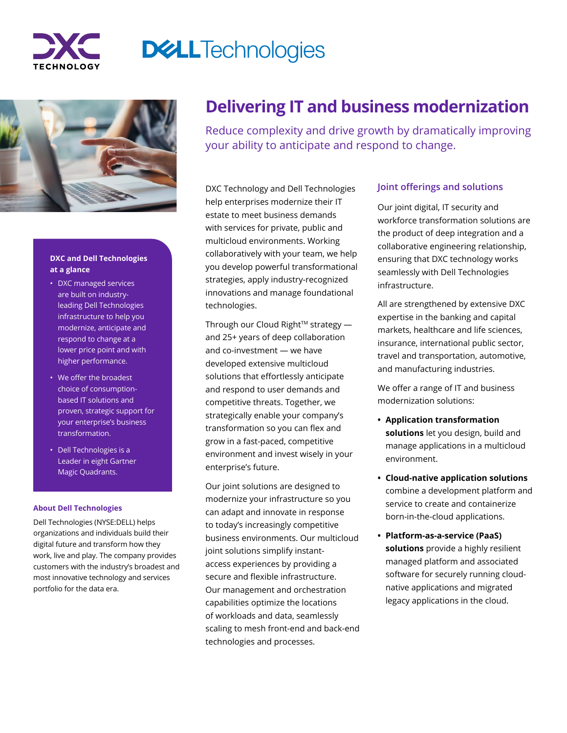# Delivering IT and business modernization

## Reduce complexity and drive growth by dramatically improving your ability to anticipate and respond to change.

**DXC and Dell Technologies at a glance**

- DXC managed services are built on industry-leading Dell Technologies infrastructure to help you modernize, anticipate and respond to change at a lower price point and with higher performance.
- We offer the broadest choice of consumption-based IT solutions and proven, strategic support for your enterprise's business transformation.
- Dell Technologies is a Leader in eight Gartner Magic Quadrants.

### About Dell Technologies

Dell Technologies (NYSE:DELL) helps organizations and individuals build their digital future and transform how they work, live and play. The company provides customers with the industry's broadest and most innovative technology and services portfolio for the data era.

DXC Technology and Dell Technologies help enterprises modernize their IT estate to meet business demands with services for private, public and multicloud environments. Working collaboratively with your team, we help you develop powerful transformational strategies, apply industry-recognized innovations and manage foundational technologies.

Through our Cloud Right™ strategy — and 25+ years of deep collaboration and co-investment — we have developed extensive multicloud solutions that effortlessly anticipate and respond to user demands and competitive threats. Together, we strategically enable your company's transformation so you can flex and grow in a fast-paced, competitive environment and invest wisely in your enterprise's future.

Our joint solutions are designed to modernize your infrastructure so you can adapt and innovate in response to today's increasingly competitive business environments. Our multicloud joint solutions simplify instant-access experiences by providing a secure and flexible infrastructure. Our management and orchestration capabilities optimize the locations of workloads and data, seamlessly scaling to mesh front-end and back-end technologies and processes.

### Joint offerings and solutions

Our joint digital, IT security and workforce transformation solutions are the product of deep integration and a collaborative engineering relationship, ensuring that DXC technology works seamlessly with Dell Technologies infrastructure.

All are strengthened by extensive DXC expertise in the banking and capital markets, healthcare and life sciences, insurance, international public sector, travel and transportation, automotive, and manufacturing industries.

We offer a range of IT and business modernization solutions:

- **Application transformation solutions** let you design, build and manage applications in a multicloud environment.
- **Cloud-native application solutions** combine a development platform and service to create and containerize born-in-the-cloud applications.
- **Platform-as-a-service (PaaS) solutions** provide a highly resilient managed platform and associated software for securely running cloud-native applications and migrated legacy applications in the cloud.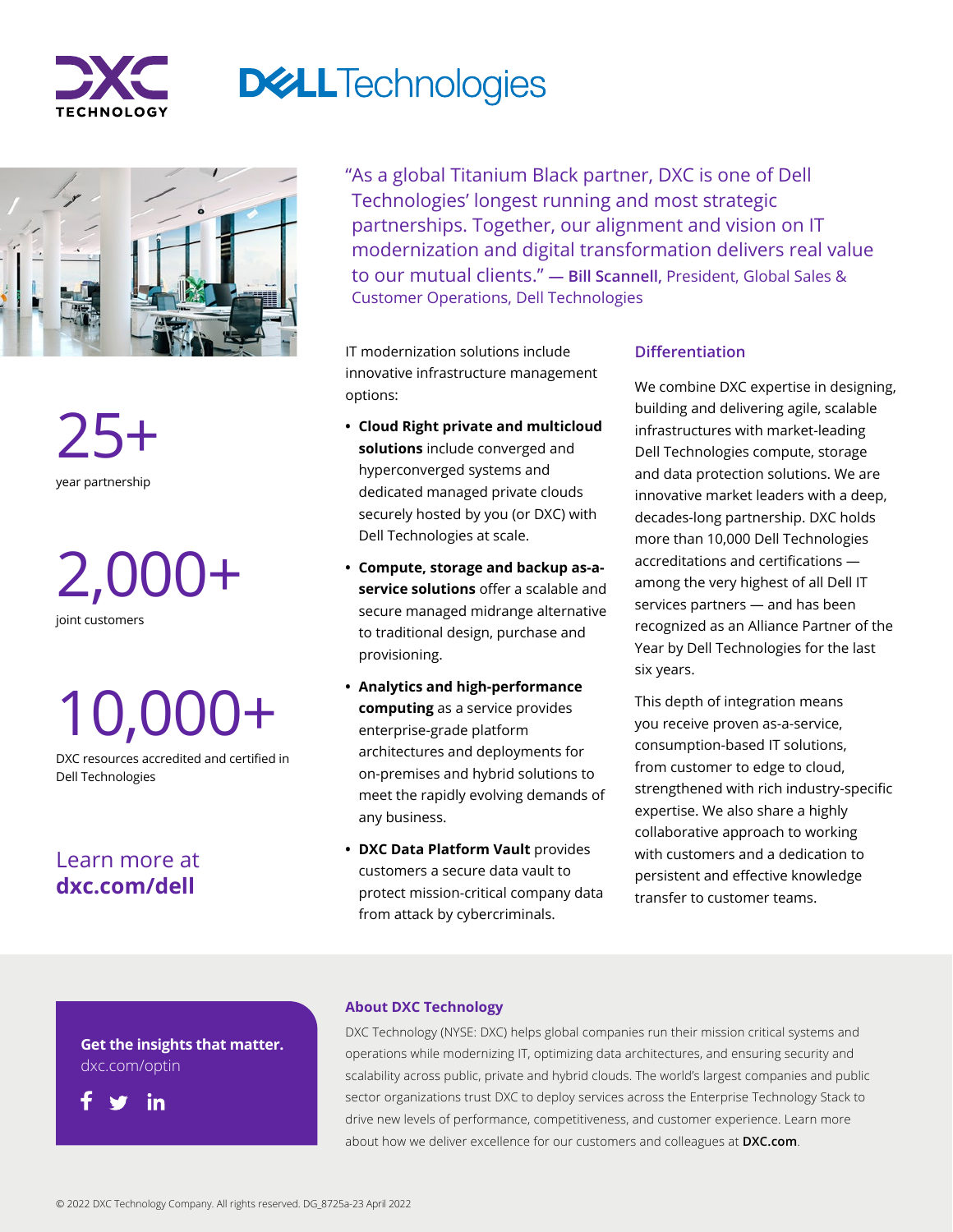"As a global Titanium Black partner, DXC is one of Dell Technologies' longest running and most strategic partnerships. Together, our alignment and vision on IT modernization and digital transformation delivers real value to our mutual clients." — **Bill Scannell,** President, Global Sales & Customer Operations, Dell Technologies

25+
year partnership

2,000+
joint customers

10,000+
DXC resources accredited and certified in Dell Technologies

Learn more at
**dxc.com/dell**

IT modernization solutions include innovative infrastructure management options:

- **Cloud Right private and multicloud solutions** include converged and hyperconverged systems and dedicated managed private clouds securely hosted by you (or DXC) with Dell Technologies at scale.
- **Compute, storage and backup as-a-service solutions** offer a scalable and secure managed midrange alternative to traditional design, purchase and provisioning.
- **Analytics and high-performance computing** as a service provides enterprise-grade platform architectures and deployments for on-premises and hybrid solutions to meet the rapidly evolving demands of any business.
- **DXC Data Platform Vault** provides customers a secure data vault to protect mission-critical company data from attack by cybercriminals.

## Differentiation

We combine DXC expertise in designing, building and delivering agile, scalable infrastructures with market-leading Dell Technologies compute, storage and data protection solutions. We are innovative market leaders with a deep, decades-long partnership. DXC holds more than 10,000 Dell Technologies accreditations and certifications — among the very highest of all Dell IT services partners — and has been recognized as an Alliance Partner of the Year by Dell Technologies for the last six years.

This depth of integration means you receive proven as-a-service, consumption-based IT solutions, from customer to edge to cloud, strengthened with rich industry-specific expertise. We also share a highly collaborative approach to working with customers and a dedication to persistent and effective knowledge transfer to customer teams.

**Get the insights that matter.**
dxc.com/optin

### About DXC Technology

DXC Technology (NYSE: DXC) helps global companies run their mission critical systems and operations while modernizing IT, optimizing data architectures, and ensuring security and scalability across public, private and hybrid clouds. The world's largest companies and public sector organizations trust DXC to deploy services across the Enterprise Technology Stack to drive new levels of performance, competitiveness, and customer experience. Learn more about how we deliver excellence for our customers and colleagues at **DXC.com**.

© 2022 DXC Technology Company. All rights reserved. DG_8725a-23 April 2022